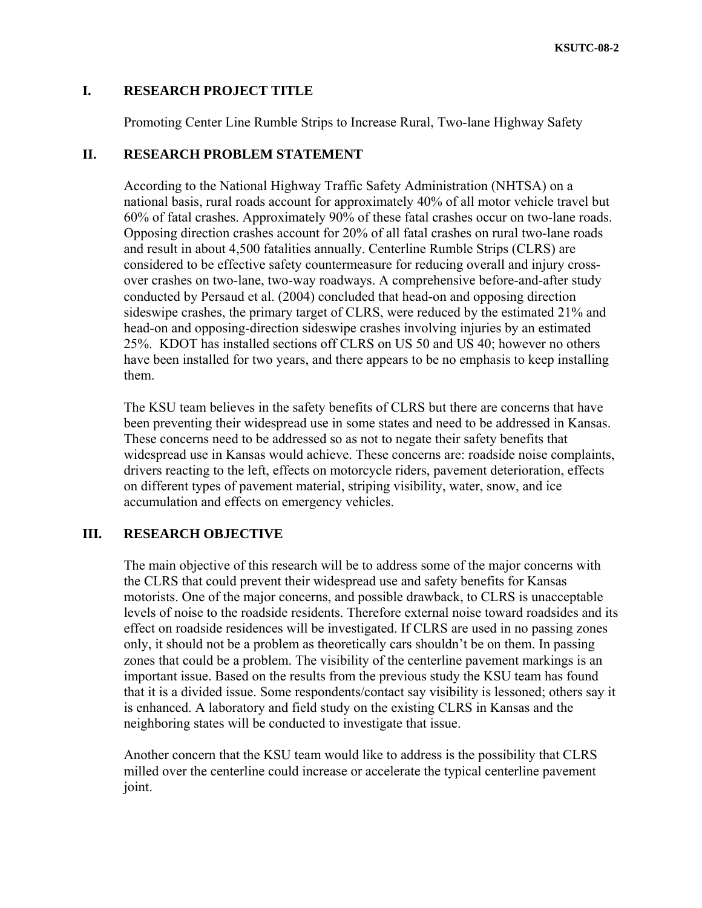## I. RESEARCH PROJECT TITLE

Promoting Center Line Rumble Strips to Increase Rural, Two-lane Highway Safety

## II. RESEARCH PROBLEM STATEMENT

According to the National Highway Traffic Safety Administration (NHTSA) on a national basis, rural roads account for approximately 40% of all motor vehicle travel but 60% of fatal crashes. Approximately 90% of these fatal crashes occur on two-lane roads. Opposing direction crashes account for 20% of all fatal crashes on rural two-lane roads and result in about 4,500 fatalities annually. Centerline Rumble Strips (CLRS) are considered to be effective safety countermeasure for reducing overall and injury cross-over crashes on two-lane, two-way roadways. A comprehensive before-and-after study conducted by Persaud et al. (2004) concluded that head-on and opposing direction sideswipe crashes, the primary target of CLRS, were reduced by the estimated 21% and head-on and opposing-direction sideswipe crashes involving injuries by an estimated 25%. KDOT has installed sections off CLRS on US 50 and US 40; however no others have been installed for two years, and there appears to be no emphasis to keep installing them.

The KSU team believes in the safety benefits of CLRS but there are concerns that have been preventing their widespread use in some states and need to be addressed in Kansas. These concerns need to be addressed so as not to negate their safety benefits that widespread use in Kansas would achieve. These concerns are: roadside noise complaints, drivers reacting to the left, effects on motorcycle riders, pavement deterioration, effects on different types of pavement material, striping visibility, water, snow, and ice accumulation and effects on emergency vehicles.

## III. RESEARCH OBJECTIVE

The main objective of this research will be to address some of the major concerns with the CLRS that could prevent their widespread use and safety benefits for Kansas motorists. One of the major concerns, and possible drawback, to CLRS is unacceptable levels of noise to the roadside residents. Therefore external noise toward roadsides and its effect on roadside residences will be investigated. If CLRS are used in no passing zones only, it should not be a problem as theoretically cars shouldn't be on them. In passing zones that could be a problem. The visibility of the centerline pavement markings is an important issue. Based on the results from the previous study the KSU team has found that it is a divided issue. Some respondents/contact say visibility is lessoned; others say it is enhanced. A laboratory and field study on the existing CLRS in Kansas and the neighboring states will be conducted to investigate that issue.

Another concern that the KSU team would like to address is the possibility that CLRS milled over the centerline could increase or accelerate the typical centerline pavement joint.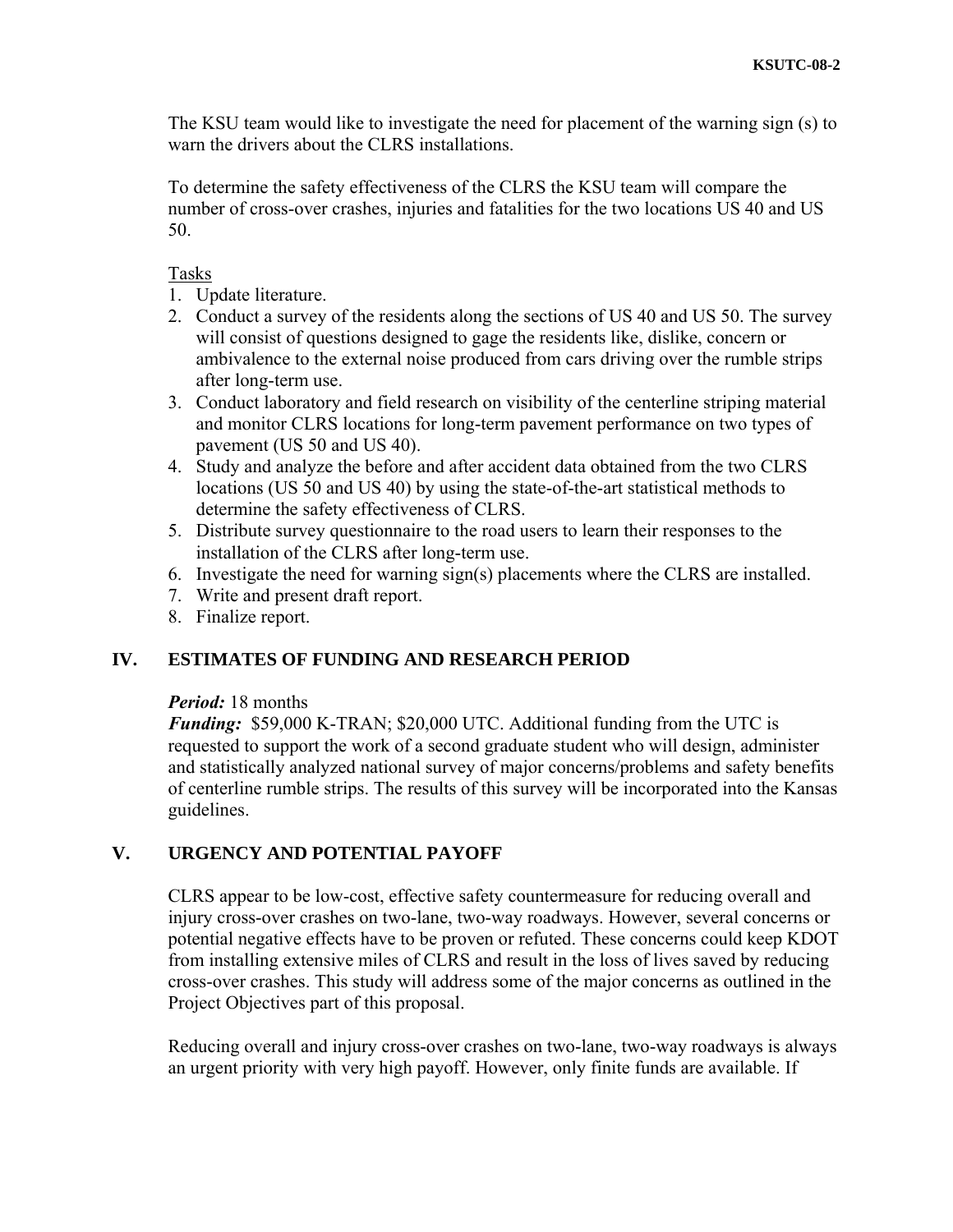The KSU team would like to investigate the need for placement of the warning sign (s) to warn the drivers about the CLRS installations.

To determine the safety effectiveness of the CLRS the KSU team will compare the number of cross-over crashes, injuries and fatalities for the two locations US 40 and US 50.

<u>Tasks</u>

1. Update literature.
2. Conduct a survey of the residents along the sections of US 40 and US 50. The survey will consist of questions designed to gage the residents like, dislike, concern or ambivalence to the external noise produced from cars driving over the rumble strips after long-term use.
3. Conduct laboratory and field research on visibility of the centerline striping material and monitor CLRS locations for long-term pavement performance on two types of pavement (US 50 and US 40).
4. Study and analyze the before and after accident data obtained from the two CLRS locations (US 50 and US 40) by using the state-of-the-art statistical methods to determine the safety effectiveness of CLRS.
5. Distribute survey questionnaire to the road users to learn their responses to the installation of the CLRS after long-term use.
6. Investigate the need for warning sign(s) placements where the CLRS are installed.
7. Write and present draft report.
8. Finalize report.

## IV. ESTIMATES OF FUNDING AND RESEARCH PERIOD

***Period:*** 18 months
***Funding:*** $59,000 K-TRAN; $20,000 UTC. Additional funding from the UTC is requested to support the work of a second graduate student who will design, administer and statistically analyzed national survey of major concerns/problems and safety benefits of centerline rumble strips. The results of this survey will be incorporated into the Kansas guidelines.

## V. URGENCY AND POTENTIAL PAYOFF

CLRS appear to be low-cost, effective safety countermeasure for reducing overall and injury cross-over crashes on two-lane, two-way roadways. However, several concerns or potential negative effects have to be proven or refuted. These concerns could keep KDOT from installing extensive miles of CLRS and result in the loss of lives saved by reducing cross-over crashes. This study will address some of the major concerns as outlined in the Project Objectives part of this proposal.

Reducing overall and injury cross-over crashes on two-lane, two-way roadways is always an urgent priority with very high payoff. However, only finite funds are available. If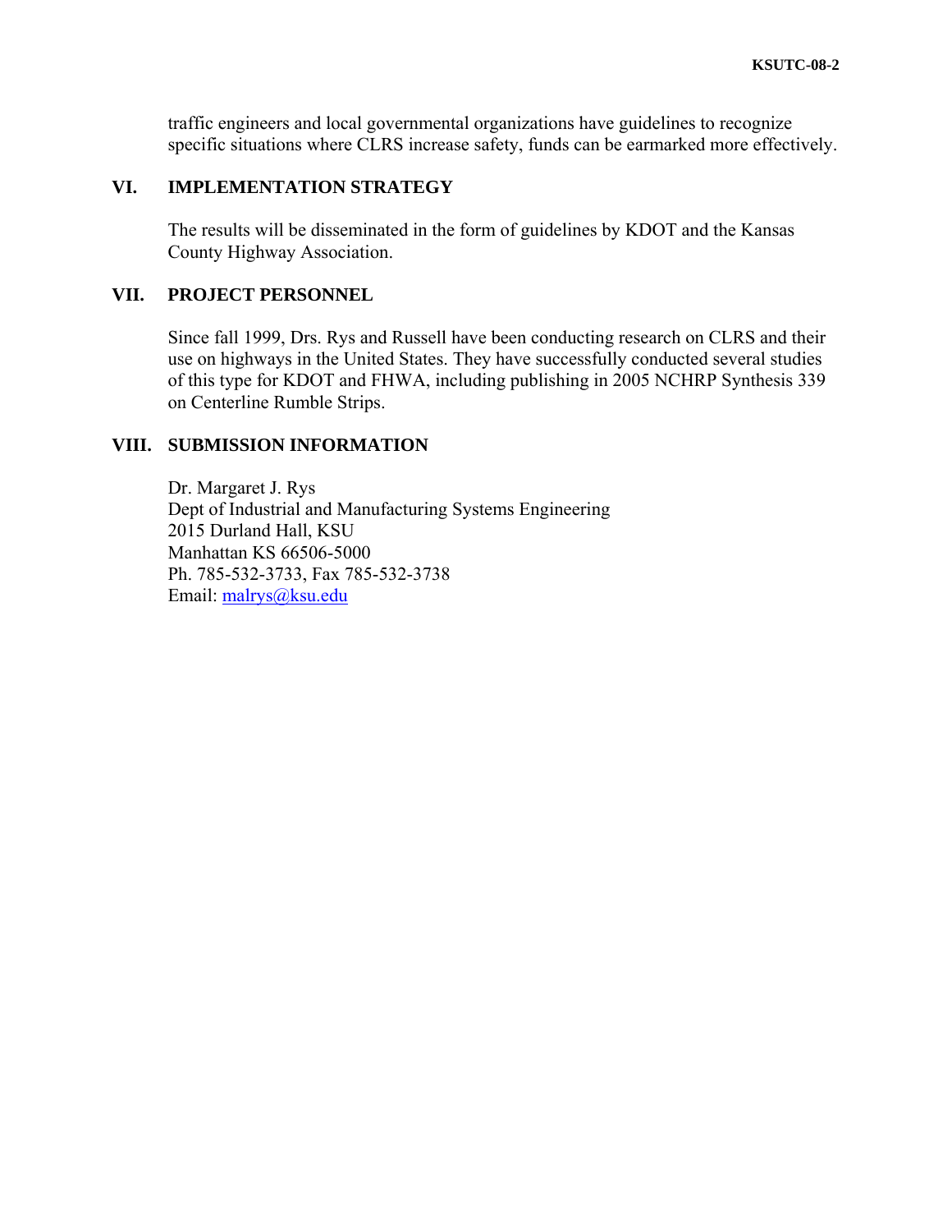traffic engineers and local governmental organizations have guidelines to recognize specific situations where CLRS increase safety, funds can be earmarked more effectively.

## VI. IMPLEMENTATION STRATEGY

The results will be disseminated in the form of guidelines by KDOT and the Kansas County Highway Association.

## VII. PROJECT PERSONNEL

Since fall 1999, Drs. Rys and Russell have been conducting research on CLRS and their use on highways in the United States. They have successfully conducted several studies of this type for KDOT and FHWA, including publishing in 2005 NCHRP Synthesis 339 on Centerline Rumble Strips.

## VIII. SUBMISSION INFORMATION

Dr. Margaret J. Rys
Dept of Industrial and Manufacturing Systems Engineering
2015 Durland Hall, KSU
Manhattan KS 66506-5000
Ph. 785-532-3733, Fax 785-532-3738
Email: malrys@ksu.edu